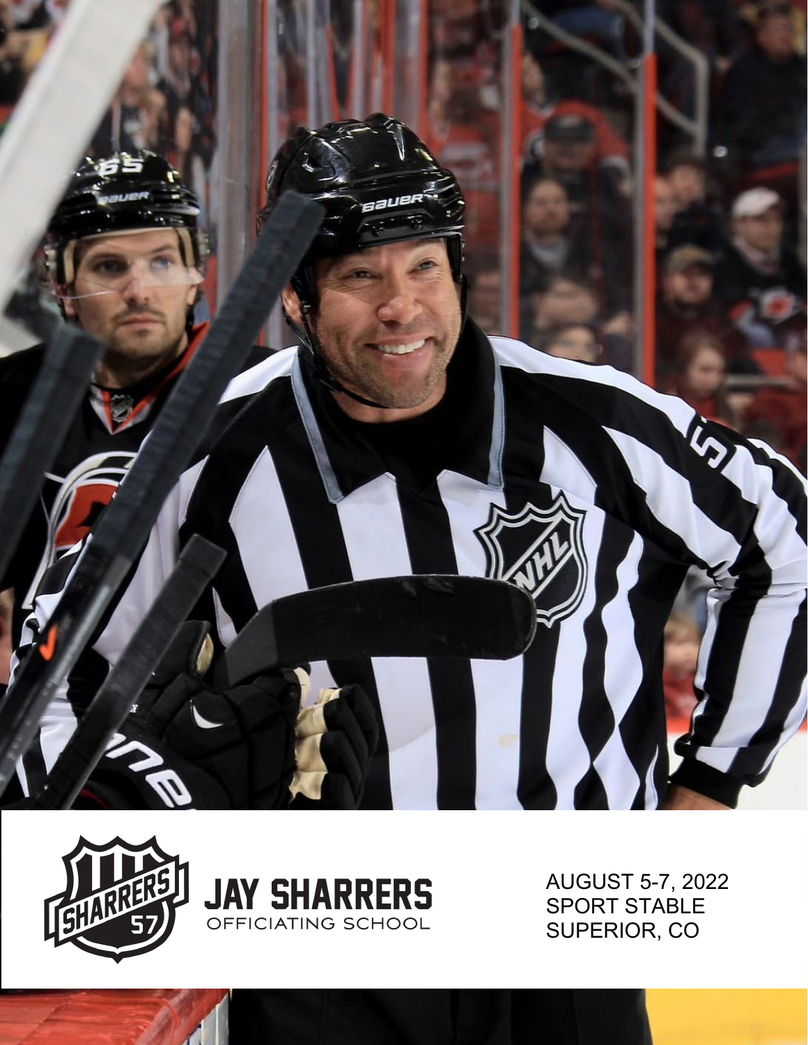# JAY SHARRERS

OFFICIATING SCHOOL

AUGUST 5-7, 2022
SPORT STABLE
SUPERIOR, CO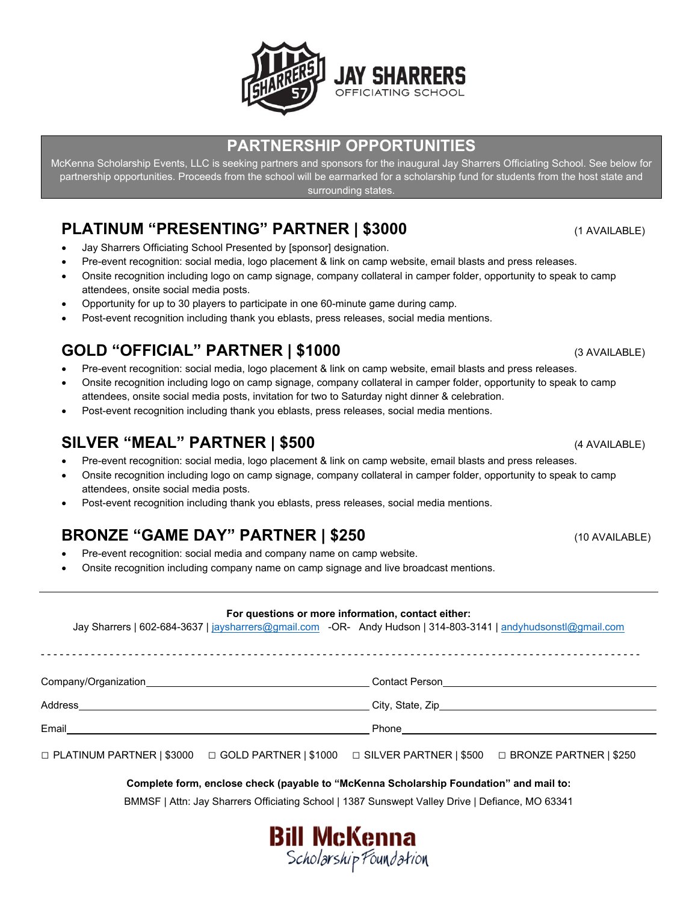JAY SHARRERS
OFFICIATING SCHOOL

## PARTNERSHIP OPPORTUNITIES

McKenna Scholarship Events, LLC is seeking partners and sponsors for the inaugural Jay Sharrers Officiating School. See below for partnership opportunities. Proceeds from the school will be earmarked for a scholarship fund for students from the host state and surrounding states.

### PLATINUM "PRESENTING" PARTNER | $3000 (1 AVAILABLE)

- Jay Sharrers Officiating School Presented by [sponsor] designation.
- Pre-event recognition: social media, logo placement & link on camp website, email blasts and press releases.
- Onsite recognition including logo on camp signage, company collateral in camper folder, opportunity to speak to camp attendees, onsite social media posts.
- Opportunity for up to 30 players to participate in one 60-minute game during camp.
- Post-event recognition including thank you eblasts, press releases, social media mentions.

### GOLD "OFFICIAL" PARTNER | $1000 (3 AVAILABLE)

- Pre-event recognition: social media, logo placement & link on camp website, email blasts and press releases.
- Onsite recognition including logo on camp signage, company collateral in camper folder, opportunity to speak to camp attendees, onsite social media posts, invitation for two to Saturday night dinner & celebration.
- Post-event recognition including thank you eblasts, press releases, social media mentions.

### SILVER "MEAL" PARTNER | $500 (4 AVAILABLE)

- Pre-event recognition: social media, logo placement & link on camp website, email blasts and press releases.
- Onsite recognition including logo on camp signage, company collateral in camper folder, opportunity to speak to camp attendees, onsite social media posts.
- Post-event recognition including thank you eblasts, press releases, social media mentions.

### BRONZE "GAME DAY" PARTNER | $250 (10 AVAILABLE)

- Pre-event recognition: social media and company name on camp website.
- Onsite recognition including company name on camp signage and live broadcast mentions.

---

**For questions or more information, contact either:**

Jay Sharrers | 602-684-3637 | jaysharrers@gmail.com -OR- Andy Hudson | 314-803-3141 | andyhudsonstl@gmail.com

- - - - - - - - - - - - - - - - - - - - - - - - - - - - - - - - - - - - - - - -

Company/Organization\_\_\_\_\_\_\_\_\_\_\_\_\_\_\_\_ Contact Person\_\_\_\_\_\_\_\_\_\_\_\_\_\_\_\_

Address\_\_\_\_\_\_\_\_\_\_\_\_\_\_\_\_ City, State, Zip\_\_\_\_\_\_\_\_\_\_\_\_\_\_\_\_

Email\_\_\_\_\_\_\_\_\_\_\_\_\_\_\_\_ Phone\_\_\_\_\_\_\_\_\_\_\_\_\_\_\_\_

☐ PLATINUM PARTNER | $3000 ☐ GOLD PARTNER | $1000 ☐ SILVER PARTNER | $500 ☐ BRONZE PARTNER | $250

**Complete form, enclose check (payable to "McKenna Scholarship Foundation" and mail to:**

BMMSF | Attn: Jay Sharrers Officiating School | 1387 Sunswept Valley Drive | Defiance, MO 63341

Bill McKenna
Scholarship Foundation